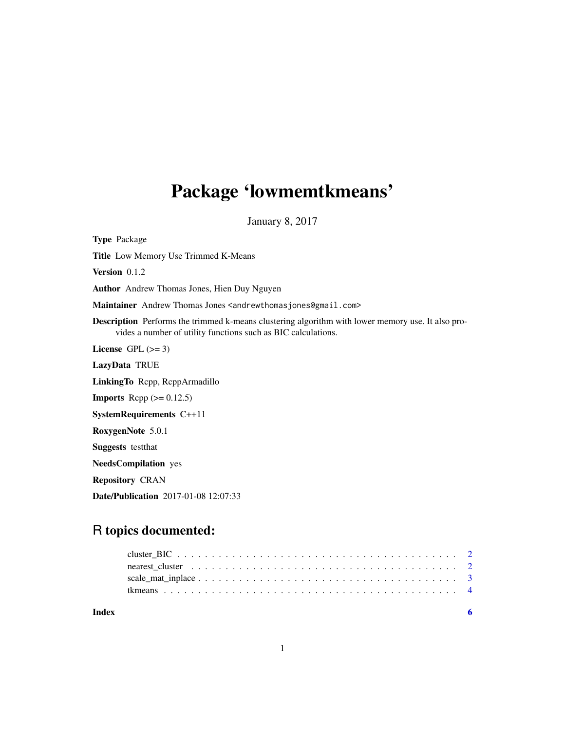# Package 'lowmemtkmeans'

January 8, 2017

**Type** Package

**Title** Low Memory Use Trimmed K-Means

**Version** 0.1.2

**Author** Andrew Thomas Jones, Hien Duy Nguyen

**Maintainer** Andrew Thomas Jones <andrewthomasjones@gmail.com>

**Description** Performs the trimmed k-means clustering algorithm with lower memory use. It also provides a number of utility functions such as BIC calculations.

**License** GPL (>= 3)

**LazyData** TRUE

**LinkingTo** Rcpp, RcppArmadillo

**Imports** Rcpp (>= 0.12.5)

**SystemRequirements** C++11

**RoxygenNote** 5.0.1

**Suggests** testthat

**NeedsCompilation** yes

**Repository** CRAN

**Date/Publication** 2017-01-08 12:07:33

## R topics documented:

cluster_BIC . . . . . . . . . . . . . . . . . . . . . . . . . . . . . . . . . . . . . . . 2
nearest_cluster . . . . . . . . . . . . . . . . . . . . . . . . . . . . . . . . . . . . . 2
scale_mat_inplace . . . . . . . . . . . . . . . . . . . . . . . . . . . . . . . . . . . . 3
tkmeans . . . . . . . . . . . . . . . . . . . . . . . . . . . . . . . . . . . . . . . . . 4

**Index** **6**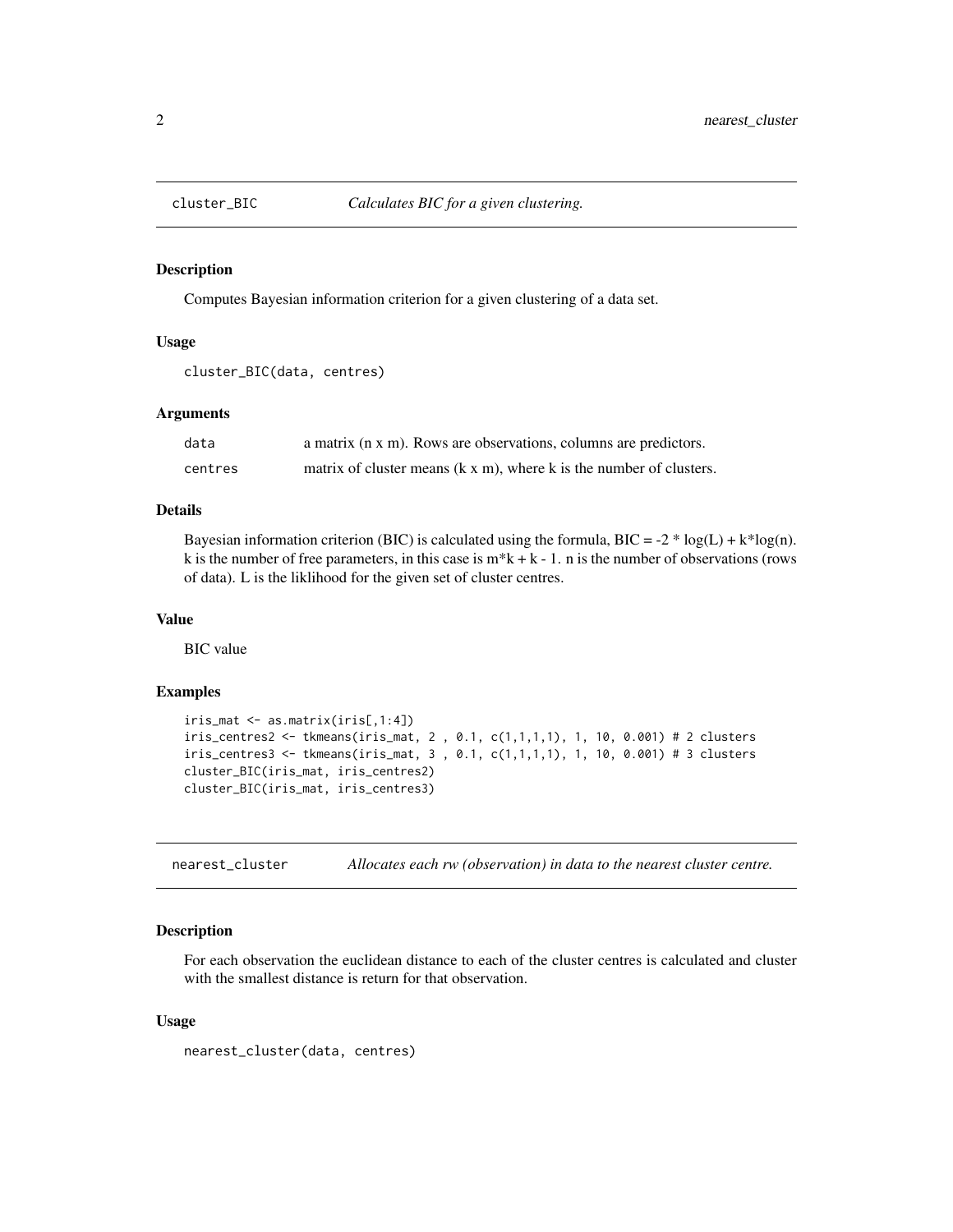## cluster_BIC — *Calculates BIC for a given clustering.*

### Description

Computes Bayesian information criterion for a given clustering of a data set.

### Usage

```
cluster_BIC(data, centres)
```

### Arguments

| | |
|---|---|
| data | a matrix (n x m). Rows are observations, columns are predictors. |
| centres | matrix of cluster means (k x m), where k is the number of clusters. |

### Details

Bayesian information criterion (BIC) is calculated using the formula, $BIC = -2 * \log(L) + k*\log(n)$. k is the number of free parameters, in this case is $m*k + k - 1$. n is the number of observations (rows of data). L is the liklihood for the given set of cluster centres.

### Value

BIC value

### Examples

```
iris_mat <- as.matrix(iris[,1:4])
iris_centres2 <- tkmeans(iris_mat, 2 , 0.1, c(1,1,1,1), 1, 10, 0.001) # 2 clusters
iris_centres3 <- tkmeans(iris_mat, 3 , 0.1, c(1,1,1,1), 1, 10, 0.001) # 3 clusters
cluster_BIC(iris_mat, iris_centres2)
cluster_BIC(iris_mat, iris_centres3)
```

## nearest_cluster — *Allocates each rw (observation) in data to the nearest cluster centre.*

### Description

For each observation the euclidean distance to each of the cluster centres is calculated and cluster with the smallest distance is return for that observation.

### Usage

```
nearest_cluster(data, centres)
```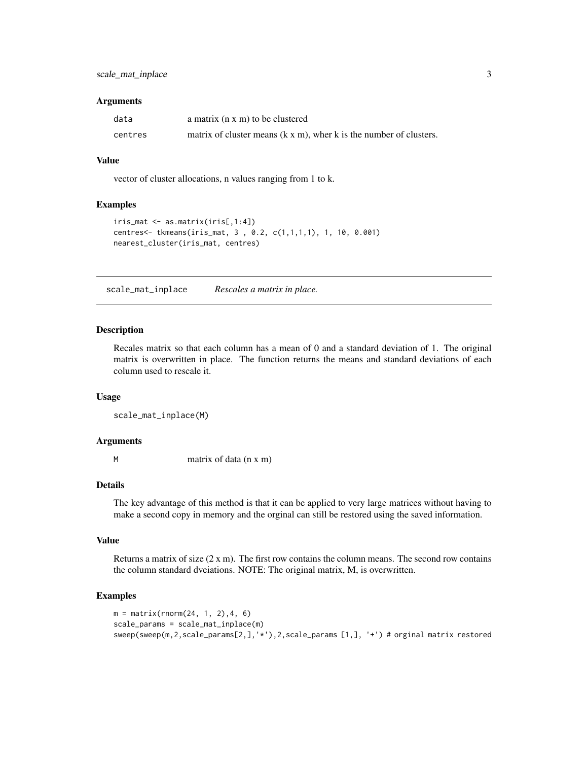### Arguments

| | |
|---|---|
| data | a matrix (n x m) to be clustered |
| centres | matrix of cluster means (k x m), wher k is the number of clusters. |

### Value

vector of cluster allocations, n values ranging from 1 to k.

### Examples

```
iris_mat <- as.matrix(iris[,1:4])
centres<- tkmeans(iris_mat, 3 , 0.2, c(1,1,1,1), 1, 10, 0.001)
nearest_cluster(iris_mat, centres)
```

---

## scale_mat_inplace *Rescales a matrix in place.*

### Description

Recales matrix so that each column has a mean of 0 and a standard deviation of 1. The original matrix is overwritten in place. The function returns the means and standard deviations of each column used to rescale it.

### Usage

```
scale_mat_inplace(M)
```

### Arguments

| | |
|---|---|
| M | matrix of data (n x m) |

### Details

The key advantage of this method is that it can be applied to very large matrices without having to make a second copy in memory and the orginal can still be restored using the saved information.

### Value

Returns a matrix of size (2 x m). The first row contains the column means. The second row contains the column standard dveiations. NOTE: The original matrix, M, is overwritten.

### Examples

```
m = matrix(rnorm(24, 1, 2),4, 6)
scale_params = scale_mat_inplace(m)
sweep(sweep(m,2,scale_params[2,],'*'),2,scale_params [1,], '+') # orginal matrix restored
```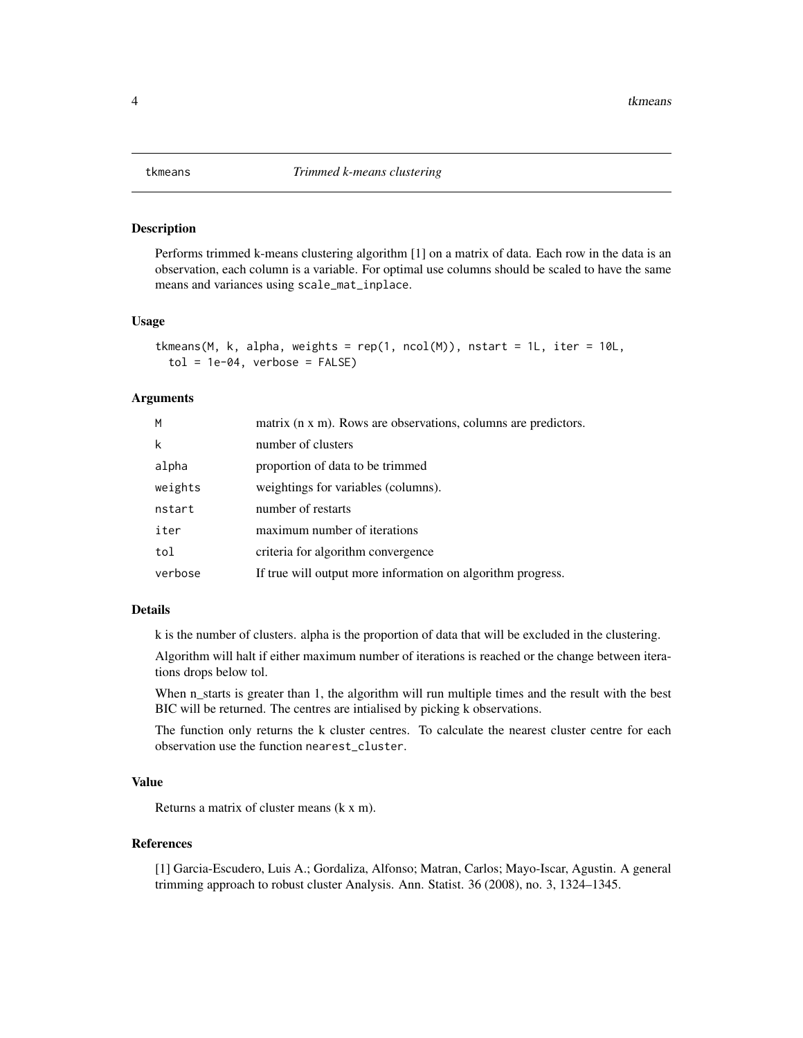# tkmeans — *Trimmed k-means clustering*

## Description

Performs trimmed k-means clustering algorithm [1] on a matrix of data. Each row in the data is an observation, each column is a variable. For optimal use columns should be scaled to have the same means and variances using `scale_mat_inplace`.

## Usage

```
tkmeans(M, k, alpha, weights = rep(1, ncol(M)), nstart = 1L, iter = 10L,
  tol = 1e-04, verbose = FALSE)
```

## Arguments

| Argument | Description |
|---|---|
| M | matrix (n x m). Rows are observations, columns are predictors. |
| k | number of clusters |
| alpha | proportion of data to be trimmed |
| weights | weightings for variables (columns). |
| nstart | number of restarts |
| iter | maximum number of iterations |
| tol | criteria for algorithm convergence |
| verbose | If true will output more information on algorithm progress. |

## Details

k is the number of clusters. alpha is the proportion of data that will be excluded in the clustering.

Algorithm will halt if either maximum number of iterations is reached or the change between iterations drops below tol.

When n_starts is greater than 1, the algorithm will run multiple times and the result with the best BIC will be returned. The centres are intialised by picking k observations.

The function only returns the k cluster centres. To calculate the nearest cluster centre for each observation use the function `nearest_cluster`.

## Value

Returns a matrix of cluster means (k x m).

## References

[1] Garcia-Escudero, Luis A.; Gordaliza, Alfonso; Matran, Carlos; Mayo-Iscar, Agustin. A general trimming approach to robust cluster Analysis. Ann. Statist. 36 (2008), no. 3, 1324–1345.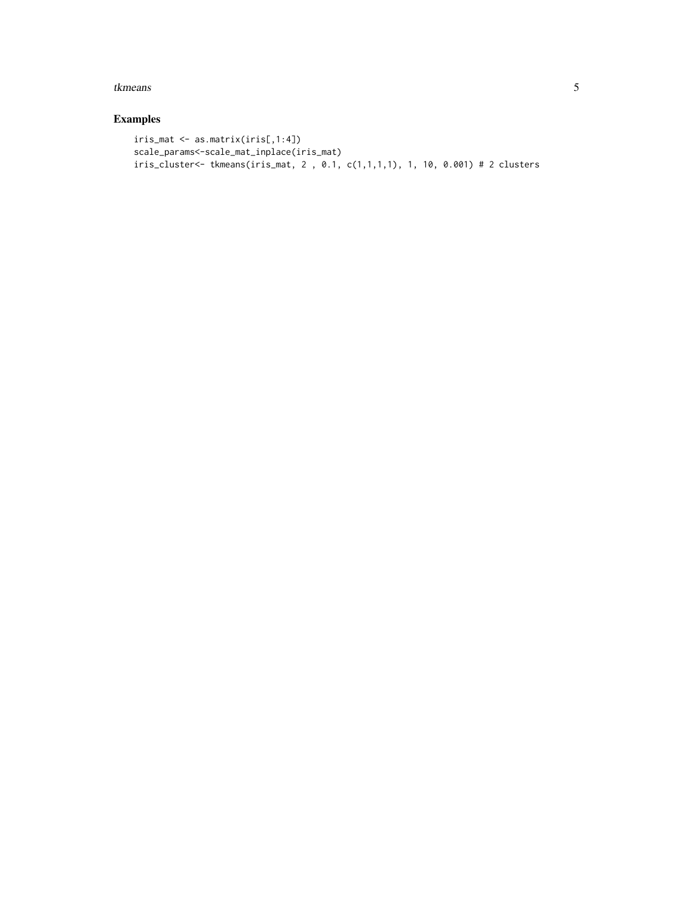## Examples

```
iris_mat <- as.matrix(iris[,1:4])
scale_params<-scale_mat_inplace(iris_mat)
iris_cluster<- tkmeans(iris_mat, 2 , 0.1, c(1,1,1,1), 1, 10, 0.001) # 2 clusters
```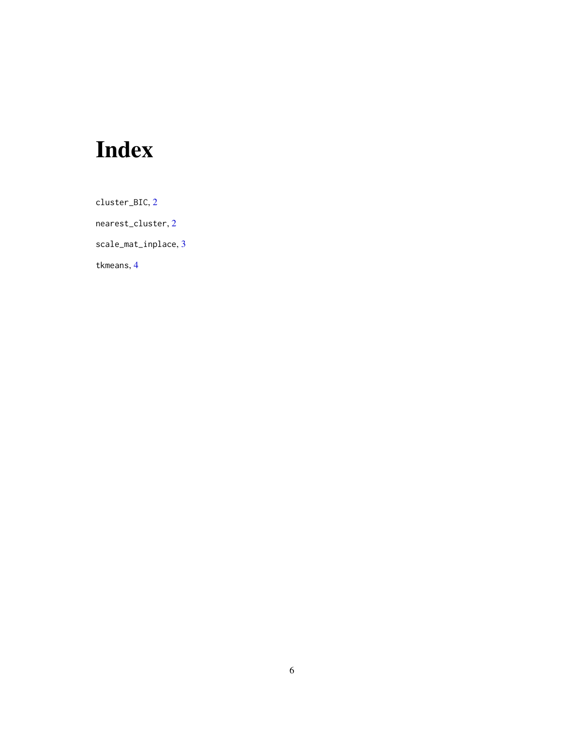# Index

cluster_BIC, 2

nearest_cluster, 2

scale_mat_inplace, 3

tkmeans, 4